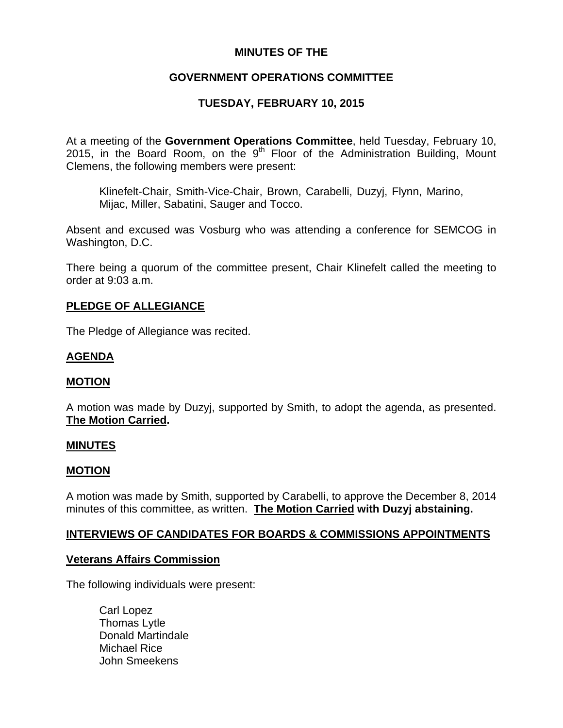# MINUTES OF THE

## GOVERNMENT OPERATIONS COMMITTEE

## TUESDAY, FEBRUARY 10, 2015

At a meeting of the **Government Operations Committee**, held Tuesday, February 10, 2015, in the Board Room, on the 9th Floor of the Administration Building, Mount Clemens, the following members were present:

> Klinefelt-Chair, Smith-Vice-Chair, Brown, Carabelli, Duzyj, Flynn, Marino, Mijac, Miller, Sabatini, Sauger and Tocco.

Absent and excused was Vosburg who was attending a conference for SEMCOG in Washington, D.C.

There being a quorum of the committee present, Chair Klinefelt called the meeting to order at 9:03 a.m.

**PLEDGE OF ALLEGIANCE**

The Pledge of Allegiance was recited.

**AGENDA**

**MOTION**

A motion was made by Duzyj, supported by Smith, to adopt the agenda, as presented. **The Motion Carried.**

**MINUTES**

**MOTION**

A motion was made by Smith, supported by Carabelli, to approve the December 8, 2014 minutes of this committee, as written. **The Motion Carried with Duzyj abstaining.**

**INTERVIEWS OF CANDIDATES FOR BOARDS & COMMISSIONS APPOINTMENTS**

**Veterans Affairs Commission**

The following individuals were present:

> Carl Lopez
> Thomas Lytle
> Donald Martindale
> Michael Rice
> John Smeekens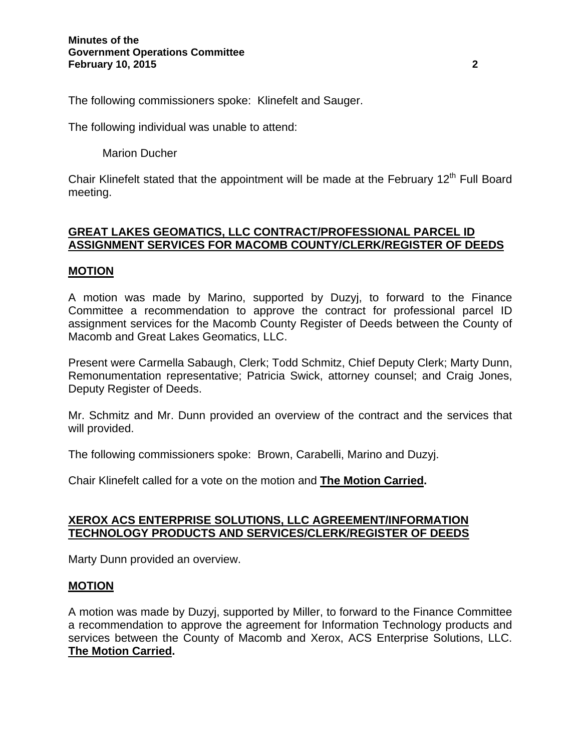The following commissioners spoke: Klinefelt and Sauger.

The following individual was unable to attend:

Marion Ducher

Chair Klinefelt stated that the appointment will be made at the February 12th Full Board meeting.

## GREAT LAKES GEOMATICS, LLC CONTRACT/PROFESSIONAL PARCEL ID ASSIGNMENT SERVICES FOR MACOMB COUNTY/CLERK/REGISTER OF DEEDS

### MOTION

A motion was made by Marino, supported by Duzyj, to forward to the Finance Committee a recommendation to approve the contract for professional parcel ID assignment services for the Macomb County Register of Deeds between the County of Macomb and Great Lakes Geomatics, LLC.

Present were Carmella Sabaugh, Clerk; Todd Schmitz, Chief Deputy Clerk; Marty Dunn, Remonumentation representative; Patricia Swick, attorney counsel; and Craig Jones, Deputy Register of Deeds.

Mr. Schmitz and Mr. Dunn provided an overview of the contract and the services that will provided.

The following commissioners spoke: Brown, Carabelli, Marino and Duzyj.

Chair Klinefelt called for a vote on the motion and **The Motion Carried.**

## XEROX ACS ENTERPRISE SOLUTIONS, LLC AGREEMENT/INFORMATION TECHNOLOGY PRODUCTS AND SERVICES/CLERK/REGISTER OF DEEDS

Marty Dunn provided an overview.

### MOTION

A motion was made by Duzyj, supported by Miller, to forward to the Finance Committee a recommendation to approve the agreement for Information Technology products and services between the County of Macomb and Xerox, ACS Enterprise Solutions, LLC. **The Motion Carried.**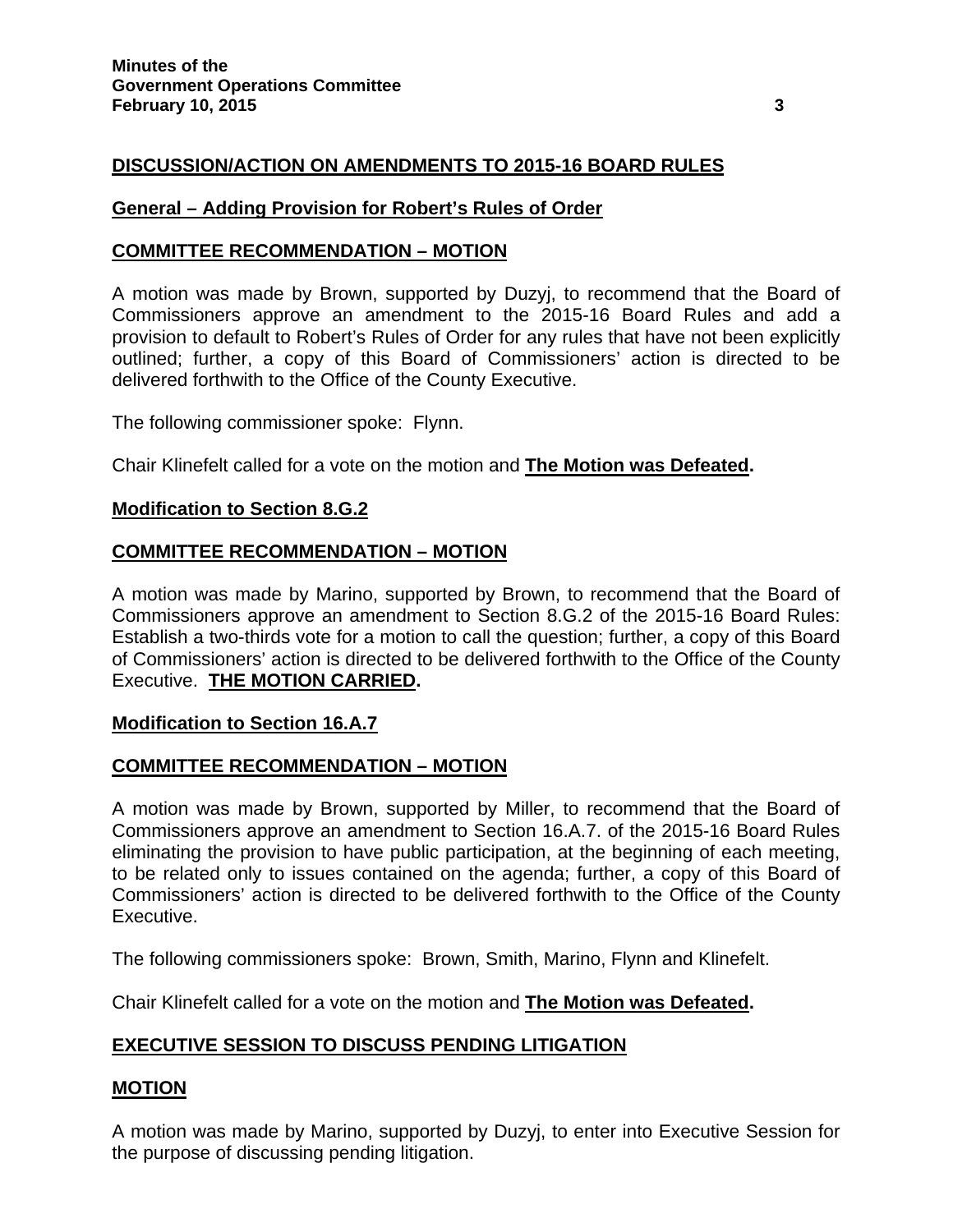## DISCUSSION/ACTION ON AMENDMENTS TO 2015-16 BOARD RULES

### General – Adding Provision for Robert's Rules of Order

### COMMITTEE RECOMMENDATION – MOTION

A motion was made by Brown, supported by Duzyj, to recommend that the Board of Commissioners approve an amendment to the 2015-16 Board Rules and add a provision to default to Robert's Rules of Order for any rules that have not been explicitly outlined; further, a copy of this Board of Commissioners' action is directed to be delivered forthwith to the Office of the County Executive.

The following commissioner spoke: Flynn.

Chair Klinefelt called for a vote on the motion and **The Motion was Defeated.**

### Modification to Section 8.G.2

### COMMITTEE RECOMMENDATION – MOTION

A motion was made by Marino, supported by Brown, to recommend that the Board of Commissioners approve an amendment to Section 8.G.2 of the 2015-16 Board Rules: Establish a two-thirds vote for a motion to call the question; further, a copy of this Board of Commissioners' action is directed to be delivered forthwith to the Office of the County Executive. **THE MOTION CARRIED.**

### Modification to Section 16.A.7

### COMMITTEE RECOMMENDATION – MOTION

A motion was made by Brown, supported by Miller, to recommend that the Board of Commissioners approve an amendment to Section 16.A.7. of the 2015-16 Board Rules eliminating the provision to have public participation, at the beginning of each meeting, to be related only to issues contained on the agenda; further, a copy of this Board of Commissioners' action is directed to be delivered forthwith to the Office of the County Executive.

The following commissioners spoke: Brown, Smith, Marino, Flynn and Klinefelt.

Chair Klinefelt called for a vote on the motion and **The Motion was Defeated.**

## EXECUTIVE SESSION TO DISCUSS PENDING LITIGATION

### MOTION

A motion was made by Marino, supported by Duzyj, to enter into Executive Session for the purpose of discussing pending litigation.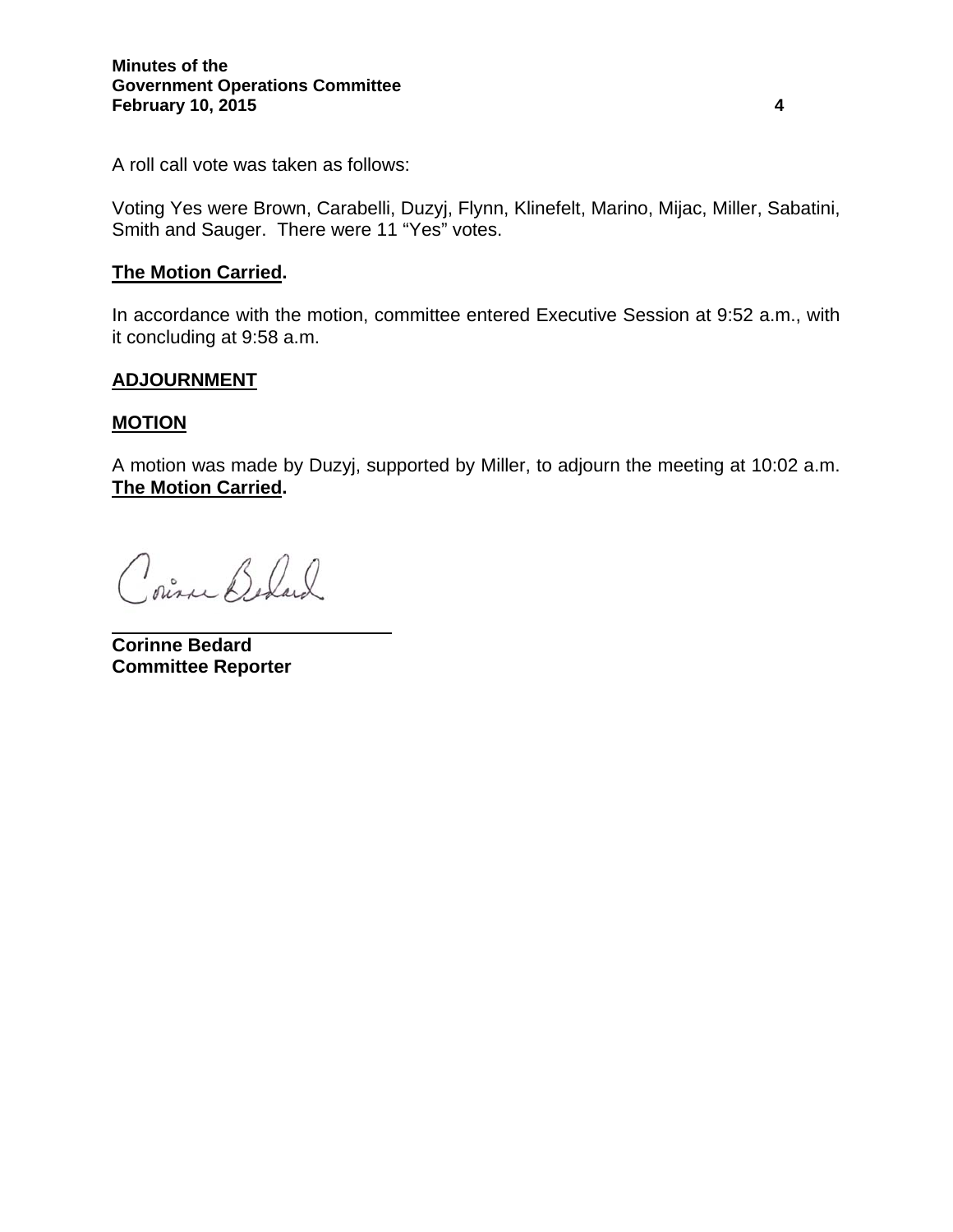A roll call vote was taken as follows:

Voting Yes were Brown, Carabelli, Duzyj, Flynn, Klinefelt, Marino, Mijac, Miller, Sabatini, Smith and Sauger. There were 11 "Yes" votes.

**The Motion Carried.**

In accordance with the motion, committee entered Executive Session at 9:52 a.m., with it concluding at 9:58 a.m.

**ADJOURNMENT**

**MOTION**

A motion was made by Duzyj, supported by Miller, to adjourn the meeting at 10:02 a.m. **The Motion Carried.**

**Corinne Bedard**
**Committee Reporter**